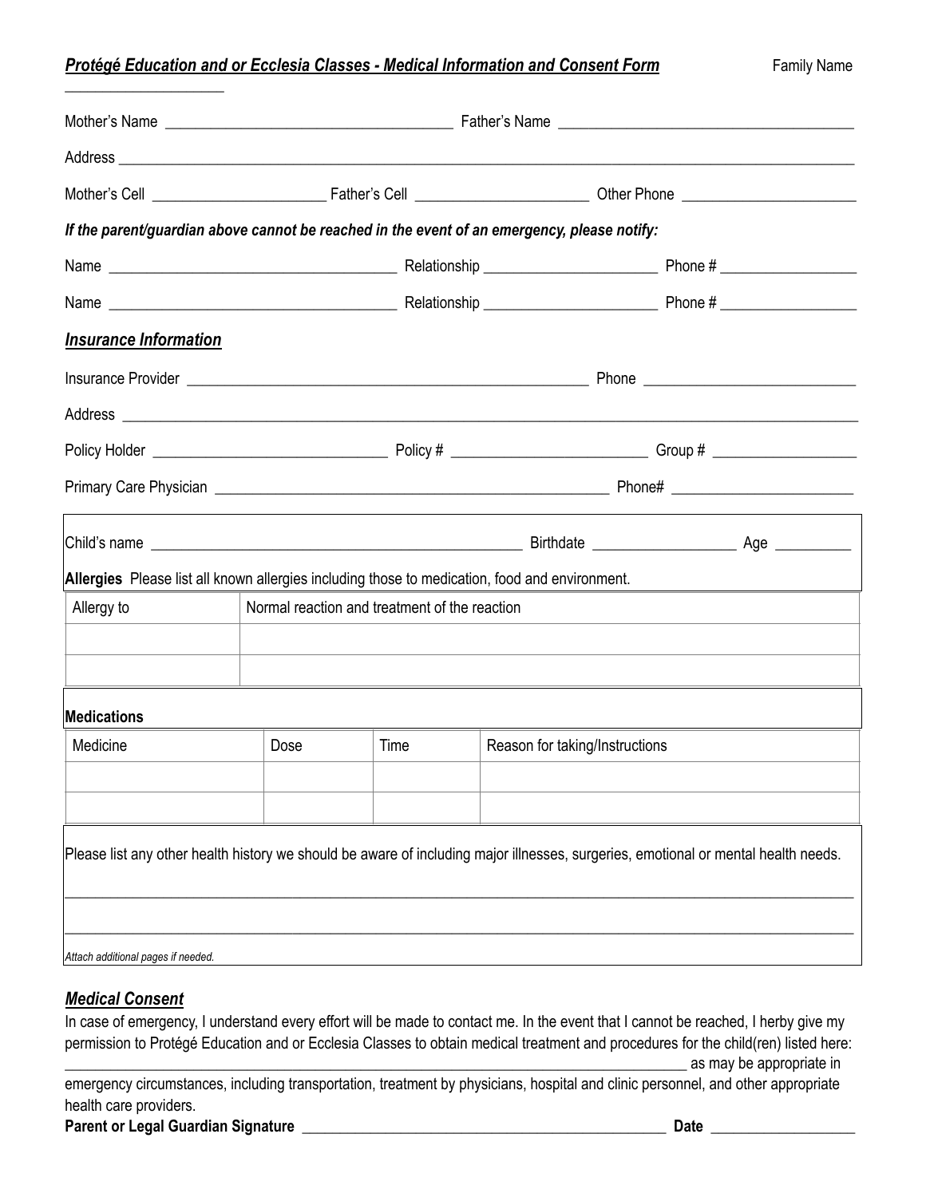***Protégé Education and or Ecclesia Classes - Medical Information and Consent Form*** Family Name ____________________

Mother's Name ____________________________________ Father's Name ____________________________________

Address ____________________________________________________________________________________________

Mother's Cell ______________________ Father's Cell ______________________ Other Phone ______________________

***If the parent/guardian above cannot be reached in the event of an emergency, please notify:***

Name ____________________________________ Relationship ______________________ Phone # __________________

Name ____________________________________ Relationship ______________________ Phone # __________________

***Insurance Information***

Insurance Provider ____________________________________________________ Phone ___________________________

Address ____________________________________________________________________________________________

Policy Holder ______________________________ Policy # _________________________ Group # ___________________

Primary Care Physician ____________________________________________________ Phone# _______________________

Child's name _______________________________________________ Birthdate __________________ Age __________

**Allergies** Please list all known allergies including those to medication, food and environment.

| Allergy to | Normal reaction and treatment of the reaction |
|---|---|
| | |
| | |

**Medications**

| Medicine | Dose | Time | Reason for taking/Instructions |
|---|---|---|---|
| | | | |
| | | | |

Please list any other health history we should be aware of including major illnesses, surgeries, emotional or mental health needs.

____________________________________________________________________________________________________

____________________________________________________________________________________________________

*Attach additional pages if needed.*

***Medical Consent***

In case of emergency, I understand every effort will be made to contact me. In the event that I cannot be reached, I herby give my permission to Protégé Education and or Ecclesia Classes to obtain medical treatment and procedures for the child(ren) listed here: ________________________________________________________________________________ as may be appropriate in emergency circumstances, including transportation, treatment by physicians, hospital and clinic personnel, and other appropriate health care providers.

**Parent or Legal Guardian Signature** __________________________________________________ **Date** ___________________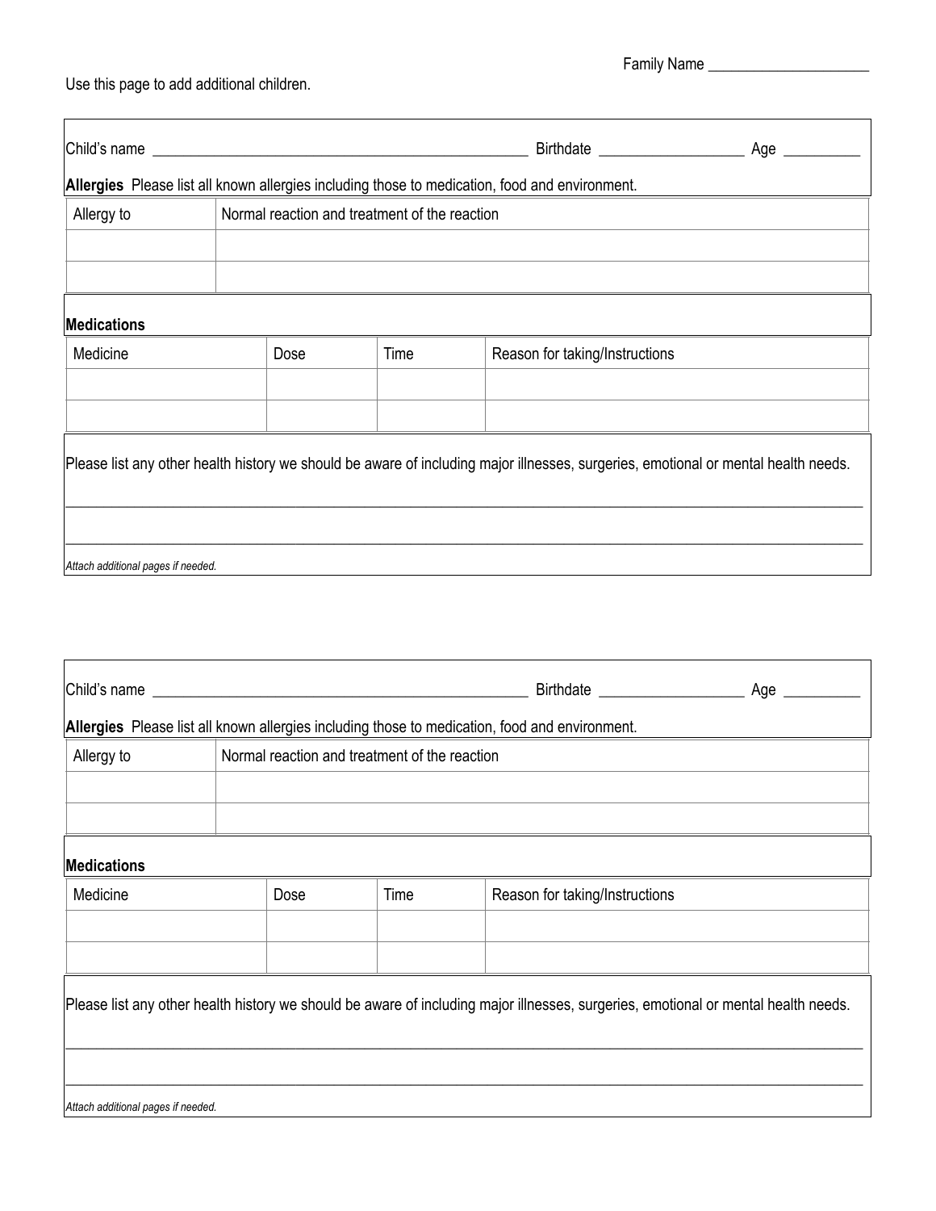Family Name ____________________

Use this page to add additional children.

Child's name ______________________________________________ Birthdate __________________ Age __________

**Allergies** Please list all known allergies including those to medication, food and environment.

| Allergy to | Normal reaction and treatment of the reaction |
|---|---|
| | |
| | |

**Medications**

| Medicine | Dose | Time | Reason for taking/Instructions |
|---|---|---|---|
| | | | |
| | | | |

Please list any other health history we should be aware of including major illnesses, surgeries, emotional or mental health needs.

_____________________________________________________________________________________________

_____________________________________________________________________________________________

*Attach additional pages if needed.*

Child's name ______________________________________________ Birthdate __________________ Age __________

**Allergies** Please list all known allergies including those to medication, food and environment.

| Allergy to | Normal reaction and treatment of the reaction |
|---|---|
| | |
| | |

**Medications**

| Medicine | Dose | Time | Reason for taking/Instructions |
|---|---|---|---|
| | | | |
| | | | |

Please list any other health history we should be aware of including major illnesses, surgeries, emotional or mental health needs.

_____________________________________________________________________________________________

_____________________________________________________________________________________________

*Attach additional pages if needed.*